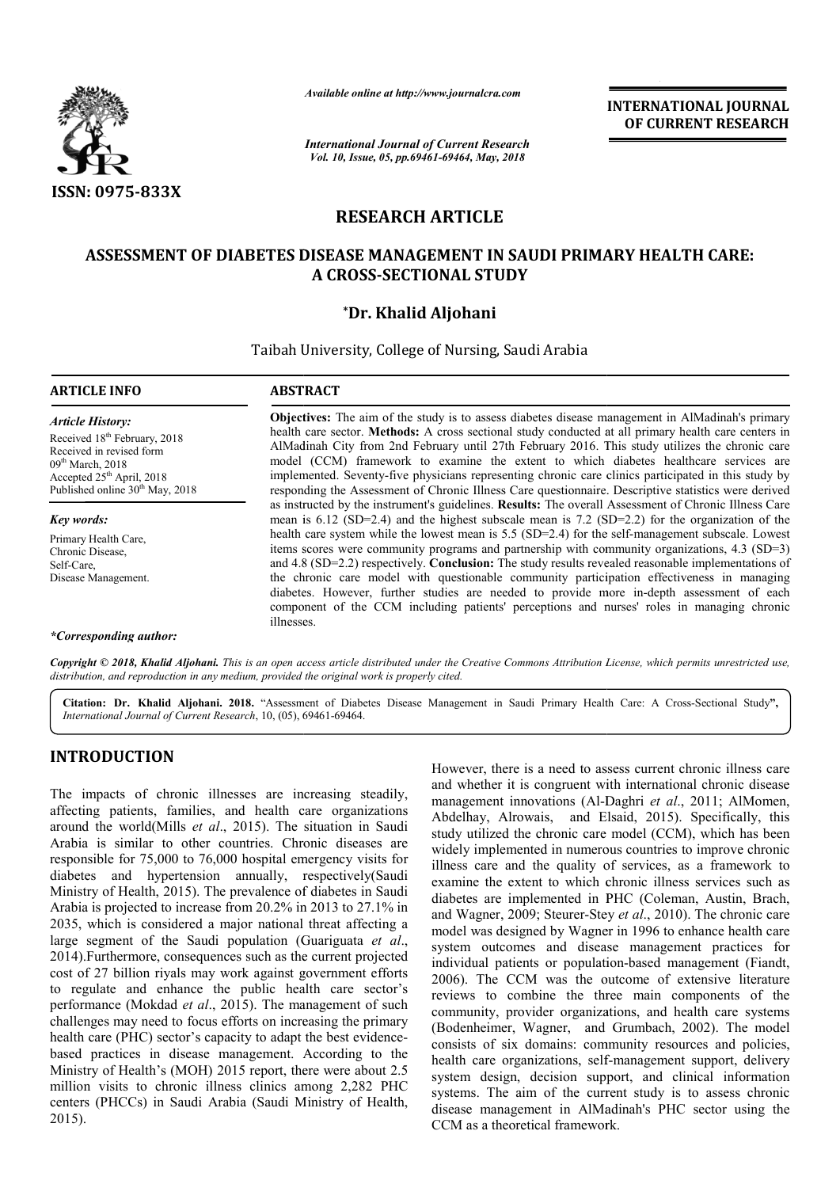*Available online at http://www.journalcra.com*

*International Journal of Current Research*
*Vol. 10, Issue, 05, pp.69461-69464, May, 2018*

**INTERNATIONAL JOURNAL OF CURRENT RESEARCH**

**ISSN: 0975-833X**

## RESEARCH ARTICLE

# ASSESSMENT OF DIABETES DISEASE MANAGEMENT IN SAUDI PRIMARY HEALTH CARE: A CROSS-SECTIONAL STUDY

**\*Dr. Khalid Aljohani**

Taibah University, College of Nursing, Saudi Arabia

**ARTICLE INFO**

*Article History:*

Received 18th February, 2018
Received in revised form 09th March, 2018
Accepted 25th April, 2018
Published online 30th May, 2018

*Key words:*

Primary Health Care,
Chronic Disease,
Self-Care,
Disease Management.

*\*Corresponding author:*

**ABSTRACT**

**Objectives:** The aim of the study is to assess diabetes disease management in AlMadinah's primary health care sector. **Methods:** A cross sectional study conducted at all primary health care centers in AlMadinah City from 2nd February until 27th February 2016. This study utilizes the chronic care model (CCM) framework to examine the extent to which diabetes healthcare services are implemented. Seventy-five physicians representing chronic care clinics participated in this study by responding the Assessment of Chronic Illness Care questionnaire. Descriptive statistics were derived as instructed by the instrument's guidelines. **Results:** The overall Assessment of Chronic Illness Care mean is 6.12 (SD=2.4) and the highest subscale mean is 7.2 (SD=2.2) for the organization of the health care system while the lowest mean is 5.5 (SD=2.4) for the self-management subscale. Lowest items scores were community programs and partnership with community organizations, 4.3 (SD=3) and 4.8 (SD=2.2) respectively. **Conclusion:** The study results revealed reasonable implementations of the chronic care model with questionable community participation effectiveness in managing diabetes. However, further studies are needed to provide more in-depth assessment of each component of the CCM including patients' perceptions and nurses' roles in managing chronic illnesses.

*Copyright © 2018, Khalid Aljohani. This is an open access article distributed under the Creative Commons Attribution License, which permits unrestricted use, distribution, and reproduction in any medium, provided the original work is properly cited.*

**Citation: Dr. Khalid Aljohani. 2018.** "Assessment of Diabetes Disease Management in Saudi Primary Health Care: A Cross-Sectional Study", *International Journal of Current Research*, 10, (05), 69461-69464.

## INTRODUCTION

The impacts of chronic illnesses are increasing steadily, affecting patients, families, and health care organizations around the world(Mills *et al*., 2015). The situation in Saudi Arabia is similar to other countries. Chronic diseases are responsible for 75,000 to 76,000 hospital emergency visits for diabetes and hypertension annually, respectively(Saudi Ministry of Health, 2015). The prevalence of diabetes in Saudi Arabia is projected to increase from 20.2% in 2013 to 27.1% in 2035, which is considered a major national threat affecting a large segment of the Saudi population (Guariguata *et al*., 2014).Furthermore, consequences such as the current projected cost of 27 billion riyals may work against government efforts to regulate and enhance the public health care sector's performance (Mokdad *et al*., 2015). The management of such challenges may need to focus efforts on increasing the primary health care (PHC) sector's capacity to adapt the best evidence-based practices in disease management. According to the Ministry of Health's (MOH) 2015 report, there were about 2.5 million visits to chronic illness clinics among 2,282 PHC centers (PHCCs) in Saudi Arabia (Saudi Ministry of Health, 2015).

However, there is a need to assess current chronic illness care and whether it is congruent with international chronic disease management innovations (Al-Daghri *et al*., 2011; AlMomen, Abdelhay, Alrowais, and Elsaid, 2015). Specifically, this study utilized the chronic care model (CCM), which has been widely implemented in numerous countries to improve chronic illness care and the quality of services, as a framework to examine the extent to which chronic illness services such as diabetes are implemented in PHC (Coleman, Austin, Brach, and Wagner, 2009; Steurer-Stey *et al*., 2010). The chronic care model was designed by Wagner in 1996 to enhance health care system outcomes and disease management practices for individual patients or population-based management (Fiandt, 2006). The CCM was the outcome of extensive literature reviews to combine the three main components of the community, provider organizations, and health care systems (Bodenheimer, Wagner, and Grumbach, 2002). The model consists of six domains: community resources and policies, health care organizations, self-management support, delivery system design, decision support, and clinical information systems. The aim of the current study is to assess chronic disease management in AlMadinah's PHC sector using the CCM as a theoretical framework.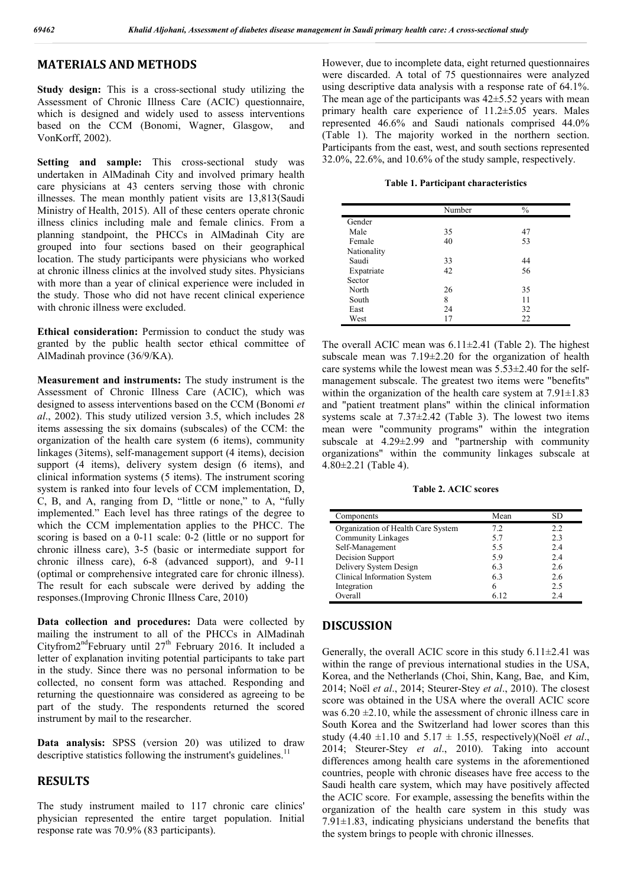## MATERIALS AND METHODS

**Study design:** This is a cross-sectional study utilizing the Assessment of Chronic Illness Care (ACIC) questionnaire, which is designed and widely used to assess interventions based on the CCM (Bonomi, Wagner, Glasgow, and VonKorff, 2002).

**Setting and sample:** This cross-sectional study was undertaken in AlMadinah City and involved primary health care physicians at 43 centers serving those with chronic illnesses. The mean monthly patient visits are 13,813(Saudi Ministry of Health, 2015). All of these centers operate chronic illness clinics including male and female clinics. From a planning standpoint, the PHCCs in AlMadinah City are grouped into four sections based on their geographical location. The study participants were physicians who worked at chronic illness clinics at the involved study sites. Physicians with more than a year of clinical experience were included in the study. Those who did not have recent clinical experience with chronic illness were excluded.

**Ethical consideration:** Permission to conduct the study was granted by the public health sector ethical committee of AlMadinah province (36/9/KA).

**Measurement and instruments:** The study instrument is the Assessment of Chronic Illness Care (ACIC), which was designed to assess interventions based on the CCM (Bonomi *et al*., 2002). This study utilized version 3.5, which includes 28 items assessing the six domains (subscales) of the CCM: the organization of the health care system (6 items), community linkages (3items), self-management support (4 items), decision support (4 items), delivery system design (6 items), and clinical information systems (5 items). The instrument scoring system is ranked into four levels of CCM implementation, D, C, B, and A, ranging from D, "little or none," to A, "fully implemented." Each level has three ratings of the degree to which the CCM implementation applies to the PHCC. The scoring is based on a 0-11 scale: 0-2 (little or no support for chronic illness care), 3-5 (basic or intermediate support for chronic illness care), 6-8 (advanced support), and 9-11 (optimal or comprehensive integrated care for chronic illness). The result for each subscale were derived by adding the responses.(Improving Chronic Illness Care, 2010)

**Data collection and procedures:** Data were collected by mailing the instrument to all of the PHCCs in AlMadinah Cityfrom2nd February until 27th February 2016. It included a letter of explanation inviting potential participants to take part in the study. Since there was no personal information to be collected, no consent form was attached. Responding and returning the questionnaire was considered as agreeing to be part of the study. The respondents returned the scored instrument by mail to the researcher.

**Data analysis:** SPSS (version 20) was utilized to draw descriptive statistics following the instrument's guidelines.[11]

## RESULTS

The study instrument mailed to 117 chronic care clinics' physician represented the entire target population. Initial response rate was 70.9% (83 participants). However, due to incomplete data, eight returned questionnaires were discarded. A total of 75 questionnaires were analyzed using descriptive data analysis with a response rate of 64.1%. The mean age of the participants was 42±5.52 years with mean primary health care experience of 11.2±5.05 years. Males represented 46.6% and Saudi nationals comprised 44.0% (Table 1). The majority worked in the northern section. Participants from the east, west, and south sections represented 32.0%, 22.6%, and 10.6% of the study sample, respectively.

**Table 1. Participant characteristics**

| | Number | % |
|---|---|---|
| Gender | | |
| Male | 35 | 47 |
| Female | 40 | 53 |
| Nationality | | |
| Saudi | 33 | 44 |
| Expatriate | 42 | 56 |
| Sector | | |
| North | 26 | 35 |
| South | 8 | 11 |
| East | 24 | 32 |
| West | 17 | 22 |

The overall ACIC mean was 6.11±2.41 (Table 2). The highest subscale mean was 7.19±2.20 for the organization of health care systems while the lowest mean was 5.53±2.40 for the self-management subscale. The greatest two items were "benefits" within the organization of the health care system at 7.91±1.83 and "patient treatment plans" within the clinical information systems scale at 7.37±2.42 (Table 3). The lowest two items mean were "community programs" within the integration subscale at 4.29±2.99 and "partnership with community organizations" within the community linkages subscale at 4.80±2.21 (Table 4).

**Table 2. ACIC scores**

| Components | Mean | SD |
|---|---|---|
| Organization of Health Care System | 7.2 | 2.2 |
| Community Linkages | 5.7 | 2.3 |
| Self-Management | 5.5 | 2.4 |
| Decision Support | 5.9 | 2.4 |
| Delivery System Design | 6.3 | 2.6 |
| Clinical Information System | 6.3 | 2.6 |
| Integration | 6 | 2.5 |
| Overall | 6.12 | 2.4 |

## DISCUSSION

Generally, the overall ACIC score in this study 6.11±2.41 was within the range of previous international studies in the USA, Korea, and the Netherlands (Choi, Shin, Kang, Bae, and Kim, 2014; Noël *et al*., 2014; Steurer-Stey *et al*., 2010). The closest score was obtained in the USA where the overall ACIC score was 6.20 ±2.10, while the assessment of chronic illness care in South Korea and the Switzerland had lower scores than this study (4.40 ±1.10 and 5.17 ± 1.55, respectively)(Noël *et al*., 2014; Steurer-Stey *et al*., 2010). Taking into account differences among health care systems in the aforementioned countries, people with chronic diseases have free access to the Saudi health care system, which may have positively affected the ACIC score. For example, assessing the benefits within the organization of the health care system in this study was 7.91±1.83, indicating physicians understand the benefits that the system brings to people with chronic illnesses.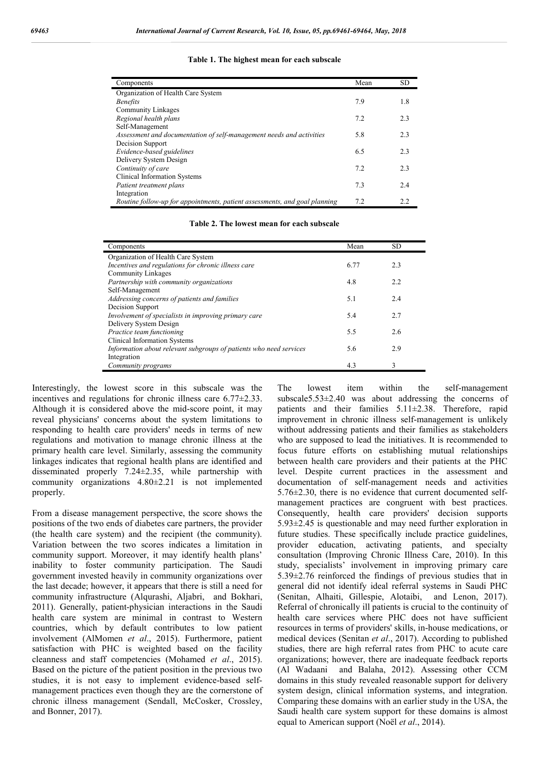**Table 1. The highest mean for each subscale**

| Components | Mean | SD |
|---|---|---|
| Organization of Health Care System | | |
| *Benefits* | 7.9 | 1.8 |
| Community Linkages | | |
| *Regional health plans* | 7.2 | 2.3 |
| Self-Management | | |
| *Assessment and documentation of self-management needs and activities* | 5.8 | 2.3 |
| Decision Support | | |
| *Evidence-based guidelines* | 6.5 | 2.3 |
| Delivery System Design | | |
| *Continuity of care* | 7.2 | 2.3 |
| Clinical Information Systems | | |
| *Patient treatment plans* | 7.3 | 2.4 |
| Integration | | |
| *Routine follow-up for appointments, patient assessments, and goal planning* | 7.2 | 2.2 |

**Table 2. The lowest mean for each subscale**

| Components | Mean | SD |
|---|---|---|
| Organization of Health Care System | | |
| *Incentives and regulations for chronic illness care* | 6.77 | 2.3 |
| Community Linkages | | |
| *Partnership with community organizations* | 4.8 | 2.2 |
| Self-Management | | |
| *Addressing concerns of patients and families* | 5.1 | 2.4 |
| Decision Support | | |
| *Involvement of specialists in improving primary care* | 5.4 | 2.7 |
| Delivery System Design | | |
| *Practice team functioning* | 5.5 | 2.6 |
| Clinical Information Systems | | |
| *Information about relevant subgroups of patients who need services* | 5.6 | 2.9 |
| Integration | | |
| *Community programs* | 4.3 | 3 |

Interestingly, the lowest score in this subscale was the incentives and regulations for chronic illness care 6.77±2.33. Although it is considered above the mid-score point, it may reveal physicians' concerns about the system limitations to responding to health care providers' needs in terms of new regulations and motivation to manage chronic illness at the primary health care level. Similarly, assessing the community linkages indicates that regional health plans are identified and disseminated properly 7.24±2.35, while partnership with community organizations 4.80±2.21 is not implemented properly.

From a disease management perspective, the score shows the positions of the two ends of diabetes care partners, the provider (the health care system) and the recipient (the community). Variation between the two scores indicates a limitation in community support. Moreover, it may identify health plans' inability to foster community participation. The Saudi government invested heavily in community organizations over the last decade; however, it appears that there is still a need for community infrastructure (Alqurashi, Aljabri, and Bokhari, 2011). Generally, patient-physician interactions in the Saudi health care system are minimal in contrast to Western countries, which by default contributes to low patient involvement (AlMomen *et al*., 2015). Furthermore, patient satisfaction with PHC is weighted based on the facility cleanness and staff competencies (Mohamed *et al*., 2015). Based on the picture of the patient position in the previous two studies, it is not easy to implement evidence-based self-management practices even though they are the cornerstone of chronic illness management (Sendall, McCosker, Crossley, and Bonner, 2017).

The lowest item within the self-management subscale5.53±2.40 was about addressing the concerns of patients and their families 5.11±2.38. Therefore, rapid improvement in chronic illness self-management is unlikely without addressing patients and their families as stakeholders who are supposed to lead the initiatives. It is recommended to focus future efforts on establishing mutual relationships between health care providers and their patients at the PHC level. Despite current practices in the assessment and documentation of self-management needs and activities 5.76±2.30, there is no evidence that current documented self-management practices are congruent with best practices. Consequently, health care providers' decision supports 5.93±2.45 is questionable and may need further exploration in future studies. These specifically include practice guidelines, provider education, activating patients, and specialty consultation (Improving Chronic Illness Care, 2010). In this study, specialists' involvement in improving primary care 5.39±2.76 reinforced the findings of previous studies that in general did not identify ideal referral systems in Saudi PHC (Senitan, Alhaiti, Gillespie, Alotaibi, and Lenon, 2017). Referral of chronically ill patients is crucial to the continuity of health care services where PHC does not have sufficient resources in terms of providers' skills, in-house medications, or medical devices (Senitan *et al*., 2017). According to published studies, there are high referral rates from PHC to acute care organizations; however, there are inadequate feedback reports (Al Wadaani and Balaha, 2012). Assessing other CCM domains in this study revealed reasonable support for delivery system design, clinical information systems, and integration. Comparing these domains with an earlier study in the USA, the Saudi health care system support for these domains is almost equal to American support (Noël *et al*., 2014).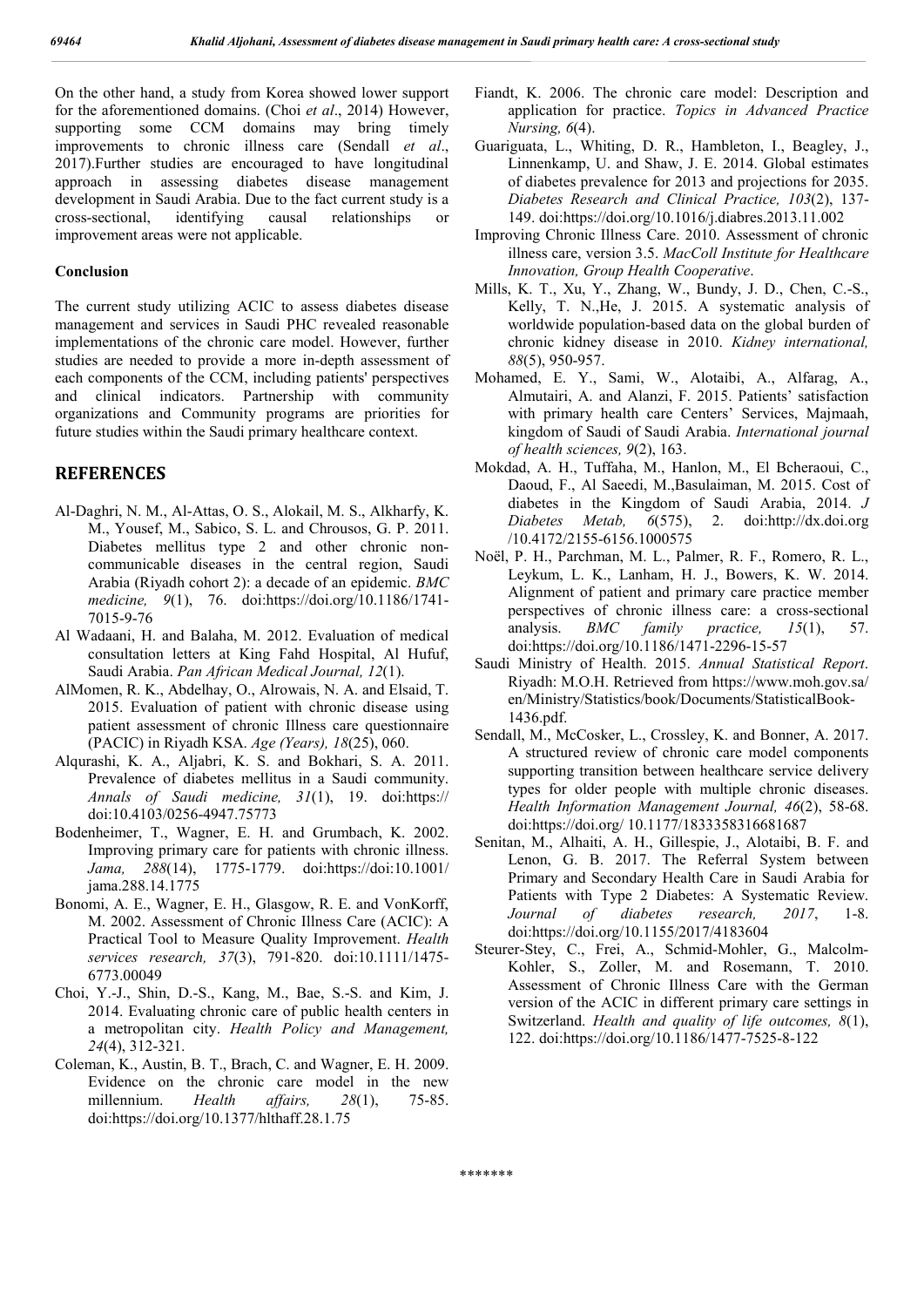On the other hand, a study from Korea showed lower support for the aforementioned domains. (Choi *et al*., 2014) However, supporting some CCM domains may bring timely improvements to chronic illness care (Sendall *et al*., 2017).Further studies are encouraged to have longitudinal approach in assessing diabetes disease management development in Saudi Arabia. Due to the fact current study is a cross-sectional, identifying causal relationships or improvement areas were not applicable.

### Conclusion

The current study utilizing ACIC to assess diabetes disease management and services in Saudi PHC revealed reasonable implementations of the chronic care model. However, further studies are needed to provide a more in-depth assessment of each components of the CCM, including patients' perspectives and clinical indicators. Partnership with community organizations and Community programs are priorities for future studies within the Saudi primary healthcare context.

## REFERENCES

- Al-Daghri, N. M., Al-Attas, O. S., Alokail, M. S., Alkharfy, K. M., Yousef, M., Sabico, S. L. and Chrousos, G. P. 2011. Diabetes mellitus type 2 and other chronic non-communicable diseases in the central region, Saudi Arabia (Riyadh cohort 2): a decade of an epidemic. *BMC medicine, 9*(1), 76. doi:https://doi.org/10.1186/1741-7015-9-76
- Al Wadaani, H. and Balaha, M. 2012. Evaluation of medical consultation letters at King Fahd Hospital, Al Hufuf, Saudi Arabia. *Pan African Medical Journal, 12*(1).
- AlMomen, R. K., Abdelhay, O., Alrowais, N. A. and Elsaid, T. 2015. Evaluation of patient with chronic disease using patient assessment of chronic Illness care questionnaire (PACIC) in Riyadh KSA. *Age (Years), 18*(25), 060.
- Alqurashi, K. A., Aljabri, K. S. and Bokhari, S. A. 2011. Prevalence of diabetes mellitus in a Saudi community. *Annals of Saudi medicine, 31*(1), 19. doi:https://doi:10.4103/0256-4947.75773
- Bodenheimer, T., Wagner, E. H. and Grumbach, K. 2002. Improving primary care for patients with chronic illness. *Jama, 288*(14), 1775-1779. doi:https://doi:10.1001/jama.288.14.1775
- Bonomi, A. E., Wagner, E. H., Glasgow, R. E. and VonKorff, M. 2002. Assessment of Chronic Illness Care (ACIC): A Practical Tool to Measure Quality Improvement. *Health services research, 37*(3), 791-820. doi:10.1111/1475-6773.00049
- Choi, Y.-J., Shin, D.-S., Kang, M., Bae, S.-S. and Kim, J. 2014. Evaluating chronic care of public health centers in a metropolitan city. *Health Policy and Management, 24*(4), 312-321.
- Coleman, K., Austin, B. T., Brach, C. and Wagner, E. H. 2009. Evidence on the chronic care model in the new millennium. *Health affairs, 28*(1), 75-85. doi:https://doi.org/10.1377/hlthaff.28.1.75
- Fiandt, K. 2006. The chronic care model: Description and application for practice. *Topics in Advanced Practice Nursing, 6*(4).
- Guariguata, L., Whiting, D. R., Hambleton, I., Beagley, J., Linnenkamp, U. and Shaw, J. E. 2014. Global estimates of diabetes prevalence for 2013 and projections for 2035. *Diabetes Research and Clinical Practice, 103*(2), 137-149. doi:https://doi.org/10.1016/j.diabres.2013.11.002
- Improving Chronic Illness Care. 2010. Assessment of chronic illness care, version 3.5. *MacColl Institute for Healthcare Innovation, Group Health Cooperative*.
- Mills, K. T., Xu, Y., Zhang, W., Bundy, J. D., Chen, C.-S., Kelly, T. N.,He, J. 2015. A systematic analysis of worldwide population-based data on the global burden of chronic kidney disease in 2010. *Kidney international, 88*(5), 950-957.
- Mohamed, E. Y., Sami, W., Alotaibi, A., Alfarag, A., Almutairi, A. and Alanzi, F. 2015. Patients' satisfaction with primary health care Centers' Services, Majmaah, kingdom of Saudi of Saudi Arabia. *International journal of health sciences, 9*(2), 163.
- Mokdad, A. H., Tuffaha, M., Hanlon, M., El Bcheraoui, C., Daoud, F., Al Saeedi, M.,Basulaiman, M. 2015. Cost of diabetes in the Kingdom of Saudi Arabia, 2014. *J Diabetes Metab, 6*(575), 2. doi:http://dx.doi.org/10.4172/2155-6156.1000575
- Noël, P. H., Parchman, M. L., Palmer, R. F., Romero, R. L., Leykum, L. K., Lanham, H. J., Bowers, K. W. 2014. Alignment of patient and primary care practice member perspectives of chronic illness care: a cross-sectional analysis. *BMC family practice, 15*(1), 57. doi:https://doi.org/10.1186/1471-2296-15-57
- Saudi Ministry of Health. 2015. *Annual Statistical Report*. Riyadh: M.O.H. Retrieved from https://www.moh.gov.sa/en/Ministry/Statistics/book/Documents/StatisticalBook-1436.pdf.
- Sendall, M., McCosker, L., Crossley, K. and Bonner, A. 2017. A structured review of chronic care model components supporting transition between healthcare service delivery types for older people with multiple chronic diseases. *Health Information Management Journal, 46*(2), 58-68. doi:https://doi.org/ 10.1177/1833358316681687
- Senitan, M., Alhaiti, A. H., Gillespie, J., Alotaibi, B. F. and Lenon, G. B. 2017. The Referral System between Primary and Secondary Health Care in Saudi Arabia for Patients with Type 2 Diabetes: A Systematic Review. *Journal of diabetes research, 2017*, 1-8. doi:https://doi.org/10.1155/2017/4183604
- Steurer-Stey, C., Frei, A., Schmid-Mohler, G., Malcolm-Kohler, S., Zoller, M. and Rosemann, T. 2010. Assessment of Chronic Illness Care with the German version of the ACIC in different primary care settings in Switzerland. *Health and quality of life outcomes, 8*(1), 122. doi:https://doi.org/10.1186/1477-7525-8-122

*******